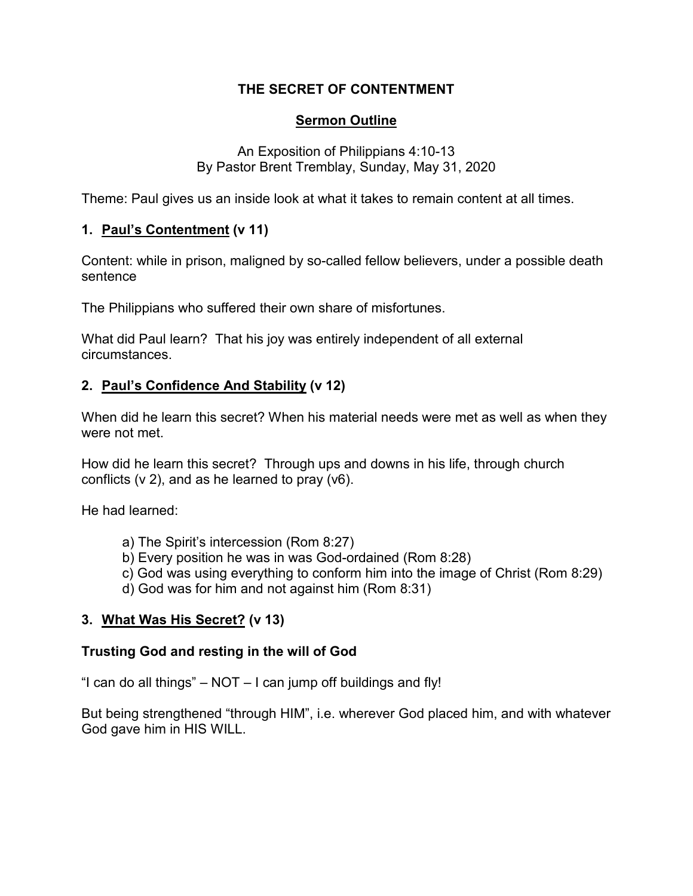# THE SECRET OF CONTENTMENT

## Sermon Outline

An Exposition of Philippians 4:10-13
By Pastor Brent Tremblay, Sunday, May 31, 2020

Theme: Paul gives us an inside look at what it takes to remain content at all times.

### 1. Paul's Contentment (v 11)

Content: while in prison, maligned by so-called fellow believers, under a possible death sentence

The Philippians who suffered their own share of misfortunes.

What did Paul learn? That his joy was entirely independent of all external circumstances.

### 2. Paul's Confidence And Stability (v 12)

When did he learn this secret? When his material needs were met as well as when they were not met.

How did he learn this secret? Through ups and downs in his life, through church conflicts (v 2), and as he learned to pray (v6).

He had learned:

a) The Spirit's intercession (Rom 8:27)
b) Every position he was in was God-ordained (Rom 8:28)
c) God was using everything to conform him into the image of Christ (Rom 8:29)
d) God was for him and not against him (Rom 8:31)

### 3. What Was His Secret? (v 13)

**Trusting God and resting in the will of God**

"I can do all things" – NOT – I can jump off buildings and fly!

But being strengthened "through HIM", i.e. wherever God placed him, and with whatever God gave him in HIS WILL.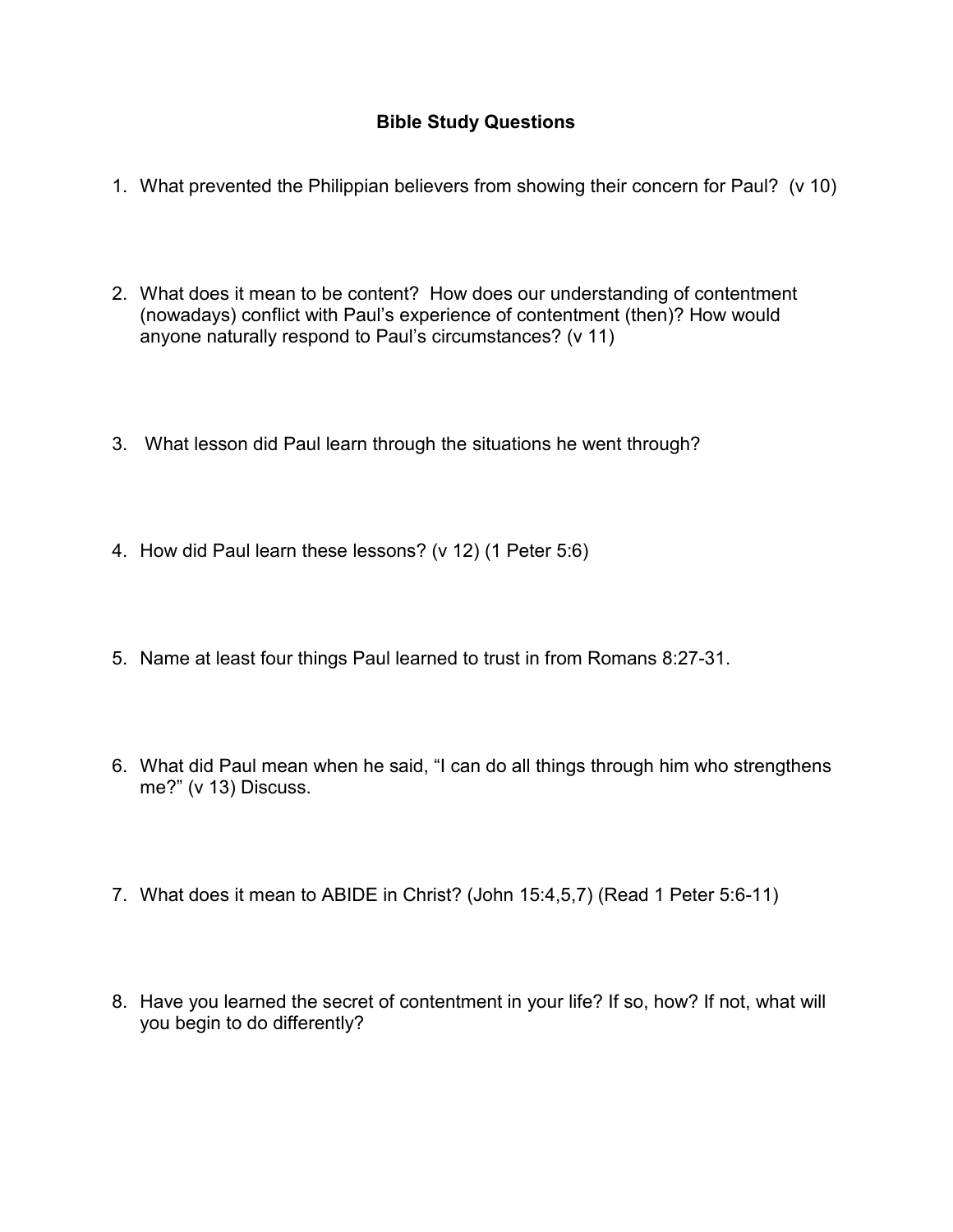# Bible Study Questions

1. What prevented the Philippian believers from showing their concern for Paul? (v 10)

2. What does it mean to be content? How does our understanding of contentment (nowadays) conflict with Paul's experience of contentment (then)? How would anyone naturally respond to Paul's circumstances? (v 11)

3. What lesson did Paul learn through the situations he went through?

4. How did Paul learn these lessons? (v 12) (1 Peter 5:6)

5. Name at least four things Paul learned to trust in from Romans 8:27-31.

6. What did Paul mean when he said, "I can do all things through him who strengthens me?" (v 13) Discuss.

7. What does it mean to ABIDE in Christ? (John 15:4,5,7) (Read 1 Peter 5:6-11)

8. Have you learned the secret of contentment in your life? If so, how? If not, what will you begin to do differently?